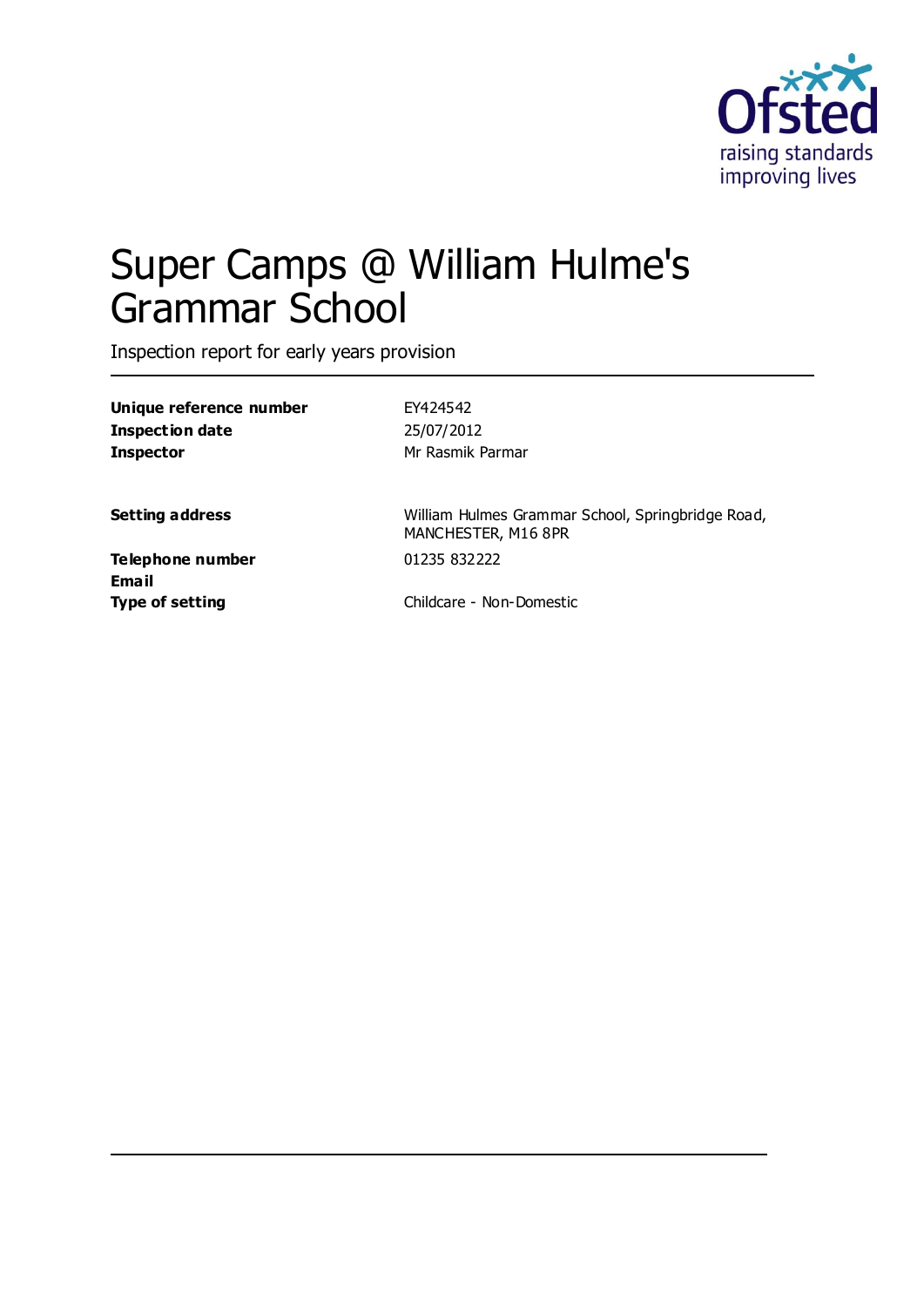# Super Camps @ William Hulme's Grammar School

Inspection report for early years provision

| | |
|---|---|
| **Unique reference number** | EY424542 |
| **Inspection date** | 25/07/2012 |
| **Inspector** | Mr Rasmik Parmar |
| | |
| **Setting address** | William Hulmes Grammar School, Springbridge Road, MANCHESTER, M16 8PR |
| **Telephone number** | 01235 832222 |
| **Email** | |
| **Type of setting** | Childcare - Non-Domestic |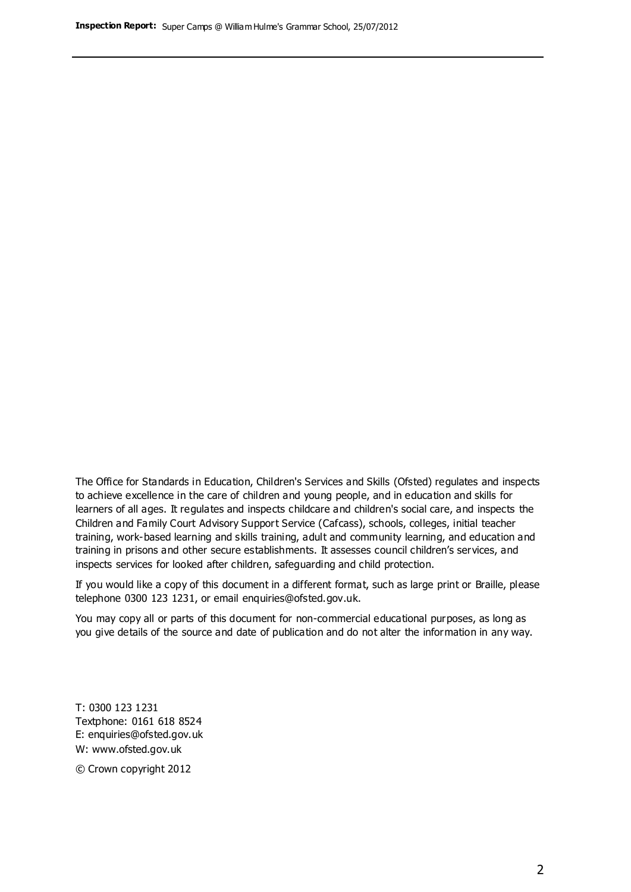The Office for Standards in Education, Children's Services and Skills (Ofsted) regulates and inspects to achieve excellence in the care of children and young people, and in education and skills for learners of all ages. It regulates and inspects childcare and children's social care, and inspects the Children and Family Court Advisory Support Service (Cafcass), schools, colleges, initial teacher training, work-based learning and skills training, adult and community learning, and education and training in prisons and other secure establishments. It assesses council children's services, and inspects services for looked after children, safeguarding and child protection.

If you would like a copy of this document in a different format, such as large print or Braille, please telephone 0300 123 1231, or email enquiries@ofsted.gov.uk.

You may copy all or parts of this document for non-commercial educational purposes, as long as you give details of the source and date of publication and do not alter the information in any way.

T: 0300 123 1231
Textphone: 0161 618 8524
E: enquiries@ofsted.gov.uk
W: www.ofsted.gov.uk

© Crown copyright 2012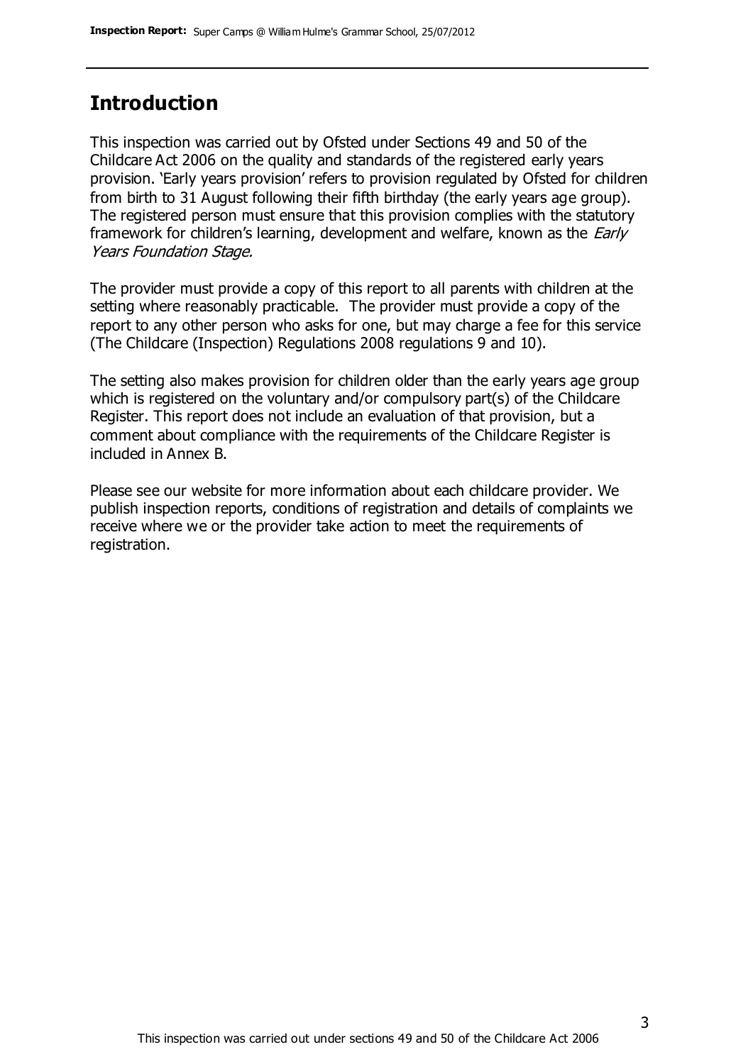## Introduction

This inspection was carried out by Ofsted under Sections 49 and 50 of the Childcare Act 2006 on the quality and standards of the registered early years provision. 'Early years provision' refers to provision regulated by Ofsted for children from birth to 31 August following their fifth birthday (the early years age group). The registered person must ensure that this provision complies with the statutory framework for children's learning, development and welfare, known as the *Early Years Foundation Stage.*

The provider must provide a copy of this report to all parents with children at the setting where reasonably practicable. The provider must provide a copy of the report to any other person who asks for one, but may charge a fee for this service (The Childcare (Inspection) Regulations 2008 regulations 9 and 10).

The setting also makes provision for children older than the early years age group which is registered on the voluntary and/or compulsory part(s) of the Childcare Register. This report does not include an evaluation of that provision, but a comment about compliance with the requirements of the Childcare Register is included in Annex B.

Please see our website for more information about each childcare provider. We publish inspection reports, conditions of registration and details of complaints we receive where we or the provider take action to meet the requirements of registration.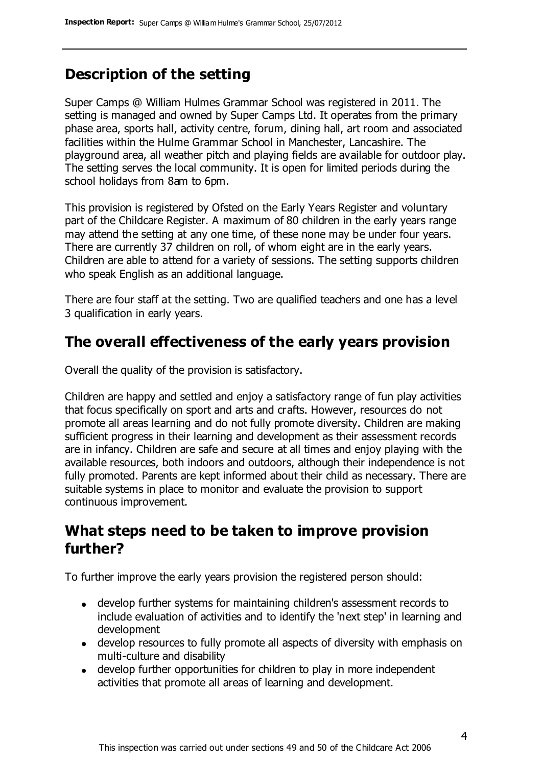## Description of the setting

Super Camps @ William Hulmes Grammar School was registered in 2011. The setting is managed and owned by Super Camps Ltd. It operates from the primary phase area, sports hall, activity centre, forum, dining hall, art room and associated facilities within the Hulme Grammar School in Manchester, Lancashire. The playground area, all weather pitch and playing fields are available for outdoor play. The setting serves the local community. It is open for limited periods during the school holidays from 8am to 6pm.

This provision is registered by Ofsted on the Early Years Register and voluntary part of the Childcare Register. A maximum of 80 children in the early years range may attend the setting at any one time, of these none may be under four years. There are currently 37 children on roll, of whom eight are in the early years. Children are able to attend for a variety of sessions. The setting supports children who speak English as an additional language.

There are four staff at the setting. Two are qualified teachers and one has a level 3 qualification in early years.

## The overall effectiveness of the early years provision

Overall the quality of the provision is satisfactory.

Children are happy and settled and enjoy a satisfactory range of fun play activities that focus specifically on sport and arts and crafts. However, resources do not promote all areas learning and do not fully promote diversity. Children are making sufficient progress in their learning and development as their assessment records are in infancy. Children are safe and secure at all times and enjoy playing with the available resources, both indoors and outdoors, although their independence is not fully promoted. Parents are kept informed about their child as necessary. There are suitable systems in place to monitor and evaluate the provision to support continuous improvement.

## What steps need to be taken to improve provision further?

To further improve the early years provision the registered person should:

- develop further systems for maintaining children's assessment records to include evaluation of activities and to identify the 'next step' in learning and development
- develop resources to fully promote all aspects of diversity with emphasis on multi-culture and disability
- develop further opportunities for children to play in more independent activities that promote all areas of learning and development.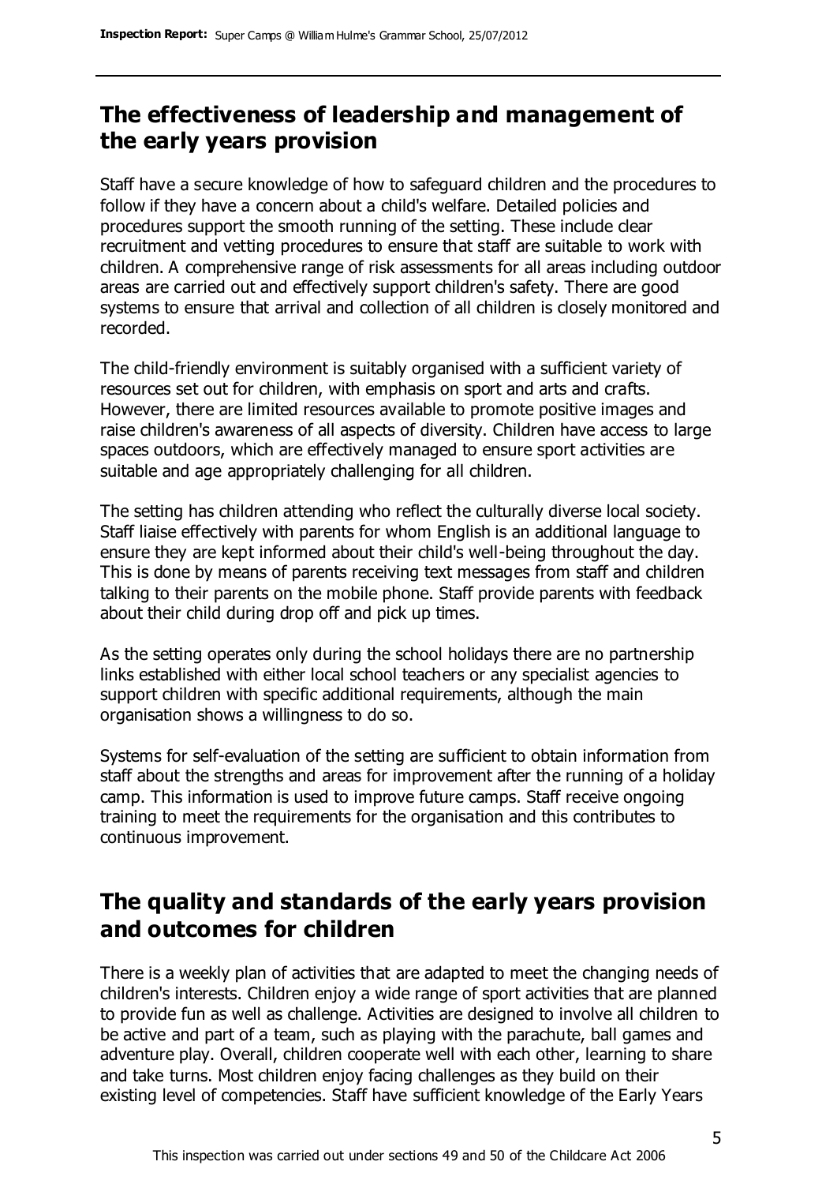## The effectiveness of leadership and management of the early years provision

Staff have a secure knowledge of how to safeguard children and the procedures to follow if they have a concern about a child's welfare. Detailed policies and procedures support the smooth running of the setting. These include clear recruitment and vetting procedures to ensure that staff are suitable to work with children. A comprehensive range of risk assessments for all areas including outdoor areas are carried out and effectively support children's safety. There are good systems to ensure that arrival and collection of all children is closely monitored and recorded.

The child-friendly environment is suitably organised with a sufficient variety of resources set out for children, with emphasis on sport and arts and crafts. However, there are limited resources available to promote positive images and raise children's awareness of all aspects of diversity. Children have access to large spaces outdoors, which are effectively managed to ensure sport activities are suitable and age appropriately challenging for all children.

The setting has children attending who reflect the culturally diverse local society. Staff liaise effectively with parents for whom English is an additional language to ensure they are kept informed about their child's well-being throughout the day. This is done by means of parents receiving text messages from staff and children talking to their parents on the mobile phone. Staff provide parents with feedback about their child during drop off and pick up times.

As the setting operates only during the school holidays there are no partnership links established with either local school teachers or any specialist agencies to support children with specific additional requirements, although the main organisation shows a willingness to do so.

Systems for self-evaluation of the setting are sufficient to obtain information from staff about the strengths and areas for improvement after the running of a holiday camp. This information is used to improve future camps. Staff receive ongoing training to meet the requirements for the organisation and this contributes to continuous improvement.

## The quality and standards of the early years provision and outcomes for children

There is a weekly plan of activities that are adapted to meet the changing needs of children's interests. Children enjoy a wide range of sport activities that are planned to provide fun as well as challenge. Activities are designed to involve all children to be active and part of a team, such as playing with the parachute, ball games and adventure play. Overall, children cooperate well with each other, learning to share and take turns. Most children enjoy facing challenges as they build on their existing level of competencies. Staff have sufficient knowledge of the Early Years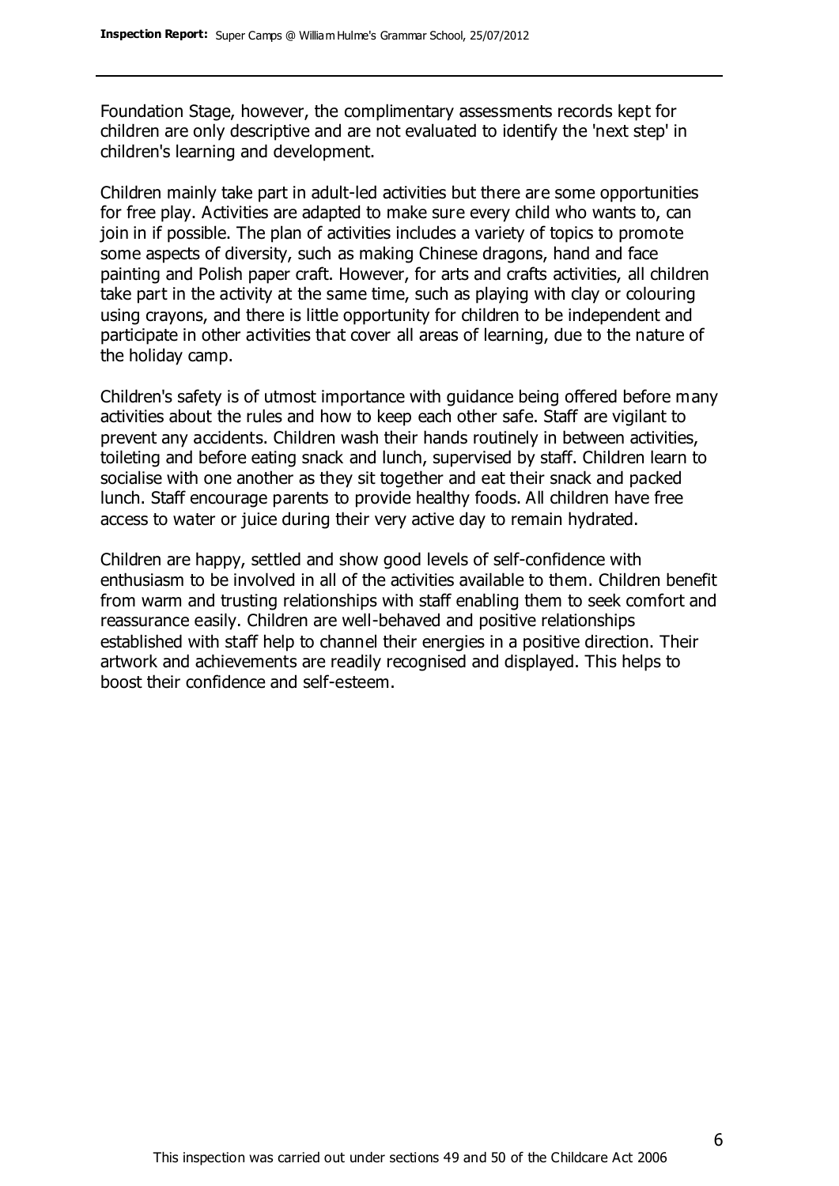Foundation Stage, however, the complimentary assessments records kept for children are only descriptive and are not evaluated to identify the 'next step' in children's learning and development.

Children mainly take part in adult-led activities but there are some opportunities for free play. Activities are adapted to make sure every child who wants to, can join in if possible. The plan of activities includes a variety of topics to promote some aspects of diversity, such as making Chinese dragons, hand and face painting and Polish paper craft. However, for arts and crafts activities, all children take part in the activity at the same time, such as playing with clay or colouring using crayons, and there is little opportunity for children to be independent and participate in other activities that cover all areas of learning, due to the nature of the holiday camp.

Children's safety is of utmost importance with guidance being offered before many activities about the rules and how to keep each other safe. Staff are vigilant to prevent any accidents. Children wash their hands routinely in between activities, toileting and before eating snack and lunch, supervised by staff. Children learn to socialise with one another as they sit together and eat their snack and packed lunch. Staff encourage parents to provide healthy foods. All children have free access to water or juice during their very active day to remain hydrated.

Children are happy, settled and show good levels of self-confidence with enthusiasm to be involved in all of the activities available to them. Children benefit from warm and trusting relationships with staff enabling them to seek comfort and reassurance easily. Children are well-behaved and positive relationships established with staff help to channel their energies in a positive direction. Their artwork and achievements are readily recognised and displayed. This helps to boost their confidence and self-esteem.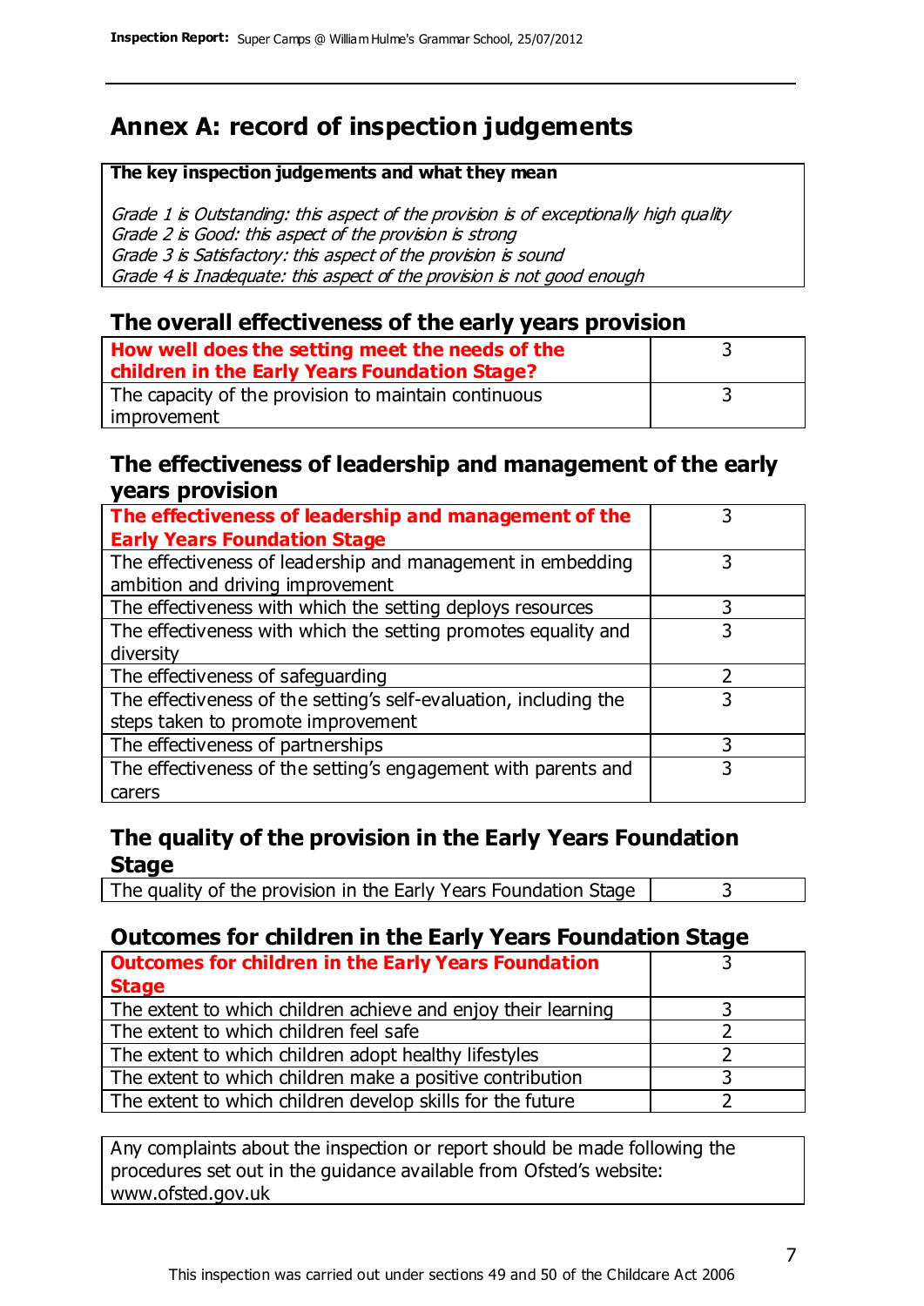# Annex A: record of inspection judgements

**The key inspection judgements and what they mean**

*Grade 1 is Outstanding: this aspect of the provision is of exceptionally high quality*
*Grade 2 is Good: this aspect of the provision is strong*
*Grade 3 is Satisfactory: this aspect of the provision is sound*
*Grade 4 is Inadequate: this aspect of the provision is not good enough*

## The overall effectiveness of the early years provision

| | |
|---|---|
| **How well does the setting meet the needs of the children in the Early Years Foundation Stage?** | 3 |
| The capacity of the provision to maintain continuous improvement | 3 |

## The effectiveness of leadership and management of the early years provision

| | |
|---|---|
| **The effectiveness of leadership and management of the Early Years Foundation Stage** | 3 |
| The effectiveness of leadership and management in embedding ambition and driving improvement | 3 |
| The effectiveness with which the setting deploys resources | 3 |
| The effectiveness with which the setting promotes equality and diversity | 3 |
| The effectiveness of safeguarding | 2 |
| The effectiveness of the setting's self-evaluation, including the steps taken to promote improvement | 3 |
| The effectiveness of partnerships | 3 |
| The effectiveness of the setting's engagement with parents and carers | 3 |

## The quality of the provision in the Early Years Foundation Stage

| | |
|---|---|
| The quality of the provision in the Early Years Foundation Stage | 3 |

## Outcomes for children in the Early Years Foundation Stage

| | |
|---|---|
| **Outcomes for children in the Early Years Foundation Stage** | 3 |
| The extent to which children achieve and enjoy their learning | 3 |
| The extent to which children feel safe | 2 |
| The extent to which children adopt healthy lifestyles | 2 |
| The extent to which children make a positive contribution | 3 |
| The extent to which children develop skills for the future | 2 |

Any complaints about the inspection or report should be made following the procedures set out in the guidance available from Ofsted's website: www.ofsted.gov.uk

This inspection was carried out under sections 49 and 50 of the Childcare Act 2006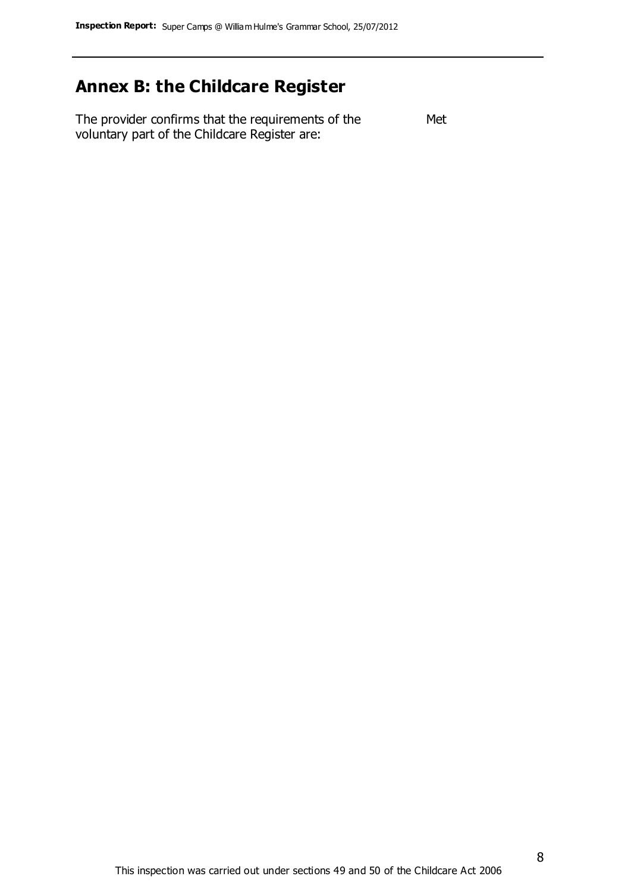## Annex B: the Childcare Register

| | |
|---|---|
| The provider confirms that the requirements of the voluntary part of the Childcare Register are: | Met |

This inspection was carried out under sections 49 and 50 of the Childcare Act 2006